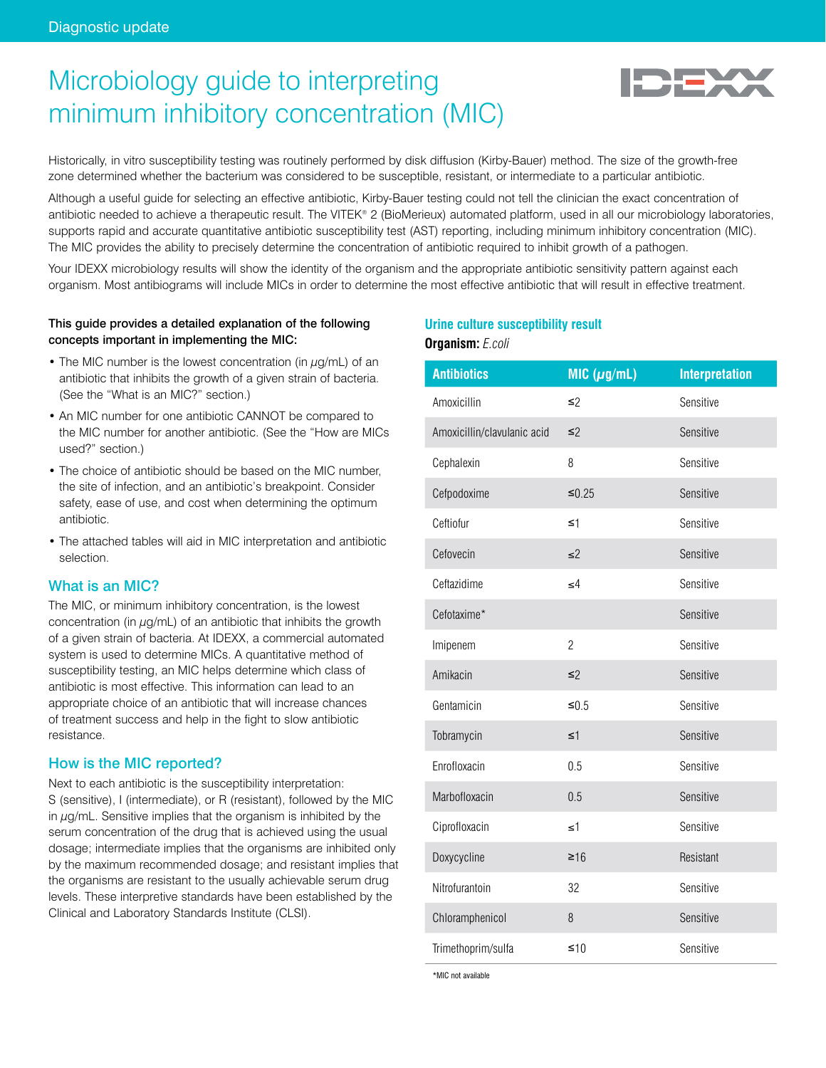Diagnostic update

# Microbiology guide to interpreting minimum inhibitory concentration (MIC)

Historically, in vitro susceptibility testing was routinely performed by disk diffusion (Kirby-Bauer) method. The size of the growth-free zone determined whether the bacterium was considered to be susceptible, resistant, or intermediate to a particular antibiotic.

Although a useful guide for selecting an effective antibiotic, Kirby-Bauer testing could not tell the clinician the exact concentration of antibiotic needed to achieve a therapeutic result. The VITEK® 2 (BioMerieux) automated platform, used in all our microbiology laboratories, supports rapid and accurate quantitative antibiotic susceptibility test (AST) reporting, including minimum inhibitory concentration (MIC). The MIC provides the ability to precisely determine the concentration of antibiotic required to inhibit growth of a pathogen.

Your IDEXX microbiology results will show the identity of the organism and the appropriate antibiotic sensitivity pattern against each organism. Most antibiograms will include MICs in order to determine the most effective antibiotic that will result in effective treatment.

**This guide provides a detailed explanation of the following concepts important in implementing the MIC:**

- The MIC number is the lowest concentration (in µg/mL) of an antibiotic that inhibits the growth of a given strain of bacteria. (See the "What is an MIC?" section.)
- An MIC number for one antibiotic CANNOT be compared to the MIC number for another antibiotic. (See the "How are MICs used?" section.)
- The choice of antibiotic should be based on the MIC number, the site of infection, and an antibiotic's breakpoint. Consider safety, ease of use, and cost when determining the optimum antibiotic.
- The attached tables will aid in MIC interpretation and antibiotic selection.

## What is an MIC?

The MIC, or minimum inhibitory concentration, is the lowest concentration (in µg/mL) of an antibiotic that inhibits the growth of a given strain of bacteria. At IDEXX, a commercial automated system is used to determine MICs. A quantitative method of susceptibility testing, an MIC helps determine which class of antibiotic is most effective. This information can lead to an appropriate choice of an antibiotic that will increase chances of treatment success and help in the fight to slow antibiotic resistance.

## How is the MIC reported?

Next to each antibiotic is the susceptibility interpretation: S (sensitive), I (intermediate), or R (resistant), followed by the MIC in µg/mL. Sensitive implies that the organism is inhibited by the serum concentration of the drug that is achieved using the usual dosage; intermediate implies that the organisms are inhibited only by the maximum recommended dosage; and resistant implies that the organisms are resistant to the usually achievable serum drug levels. These interpretive standards have been established by the Clinical and Laboratory Standards Institute (CLSI).

### Urine culture susceptibility result

**Organism:** *E.coli*

| Antibiotics | MIC (µg/mL) | Interpretation |
| --- | --- | --- |
| Amoxicillin | ≤2 | Sensitive |
| Amoxicillin/clavulanic acid | ≤2 | Sensitive |
| Cephalexin | 8 | Sensitive |
| Cefpodoxime | ≤0.25 | Sensitive |
| Ceftiofur | ≤1 | Sensitive |
| Cefovecin | ≤2 | Sensitive |
| Ceftazidime | ≤4 | Sensitive |
| Cefotaxime* | | Sensitive |
| Imipenem | 2 | Sensitive |
| Amikacin | ≤2 | Sensitive |
| Gentamicin | ≤0.5 | Sensitive |
| Tobramycin | ≤1 | Sensitive |
| Enrofloxacin | 0.5 | Sensitive |
| Marbofloxacin | 0.5 | Sensitive |
| Ciprofloxacin | ≤1 | Sensitive |
| Doxycycline | ≥16 | Resistant |
| Nitrofurantoin | 32 | Sensitive |
| Chloramphenicol | 8 | Sensitive |
| Trimethoprim/sulfa | ≤10 | Sensitive |

*MIC not available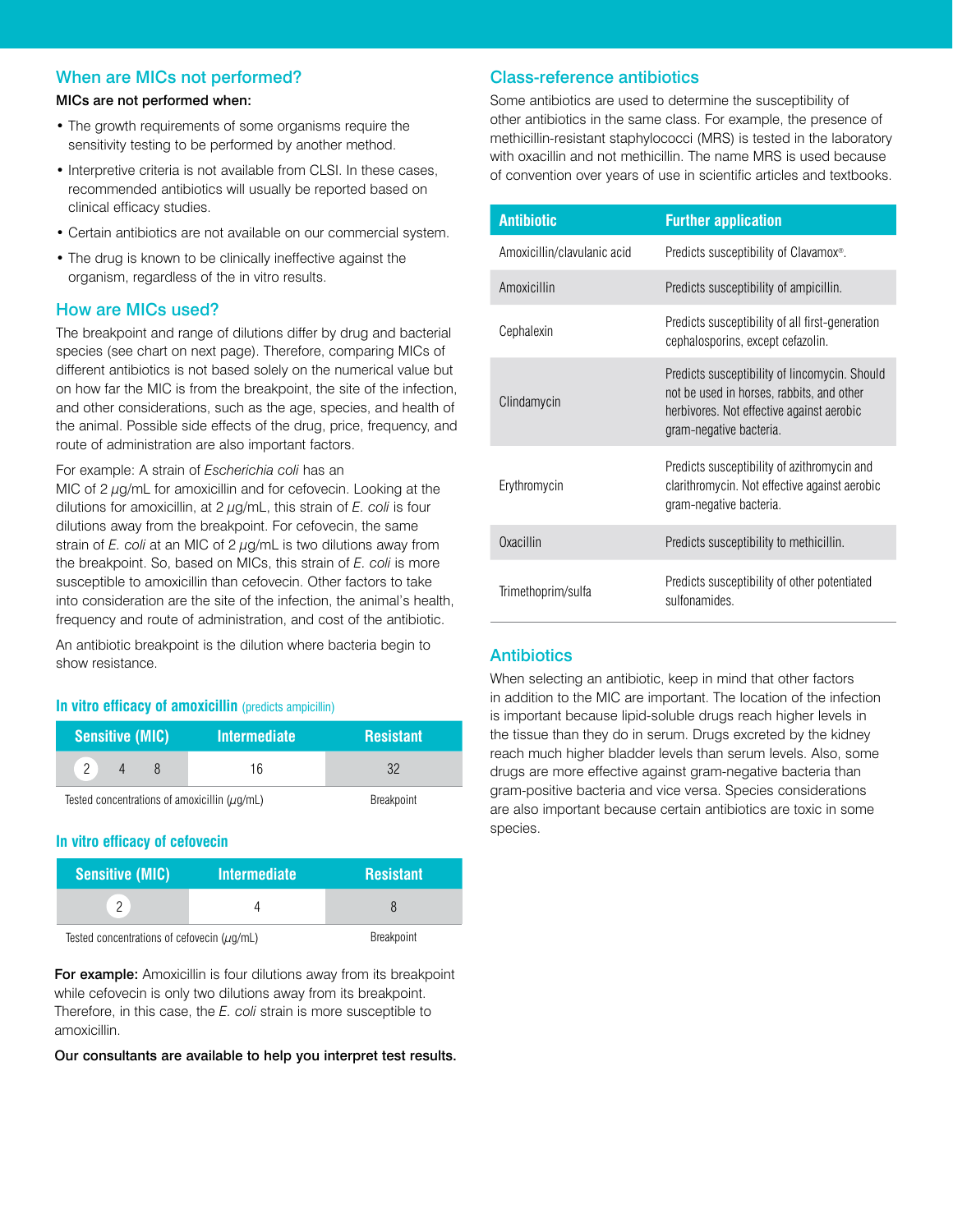## When are MICs not performed?

**MICs are not performed when:**

- The growth requirements of some organisms require the sensitivity testing to be performed by another method.
- Interpretive criteria is not available from CLSI. In these cases, recommended antibiotics will usually be reported based on clinical efficacy studies.
- Certain antibiotics are not available on our commercial system.
- The drug is known to be clinically ineffective against the organism, regardless of the in vitro results.

## How are MICs used?

The breakpoint and range of dilutions differ by drug and bacterial species (see chart on next page). Therefore, comparing MICs of different antibiotics is not based solely on the numerical value but on how far the MIC is from the breakpoint, the site of the infection, and other considerations, such as the age, species, and health of the animal. Possible side effects of the drug, price, frequency, and route of administration are also important factors.

For example: A strain of *Escherichia coli* has an MIC of 2 µg/mL for amoxicillin and for cefovecin. Looking at the dilutions for amoxicillin, at 2 µg/mL, this strain of *E. coli* is four dilutions away from the breakpoint. For cefovecin, the same strain of *E. coli* at an MIC of 2 µg/mL is two dilutions away from the breakpoint. So, based on MICs, this strain of *E. coli* is more susceptible to amoxicillin than cefovecin. Other factors to take into consideration are the site of the infection, the animal's health, frequency and route of administration, and cost of the antibiotic.

An antibiotic breakpoint is the dilution where bacteria begin to show resistance.

### In vitro efficacy of amoxicillin (predicts ampicillin)

| Sensitive (MIC) | Intermediate | Resistant |
|---|---|---|
| 2 4 8 | 16 | 32 |
| Tested concentrations of amoxicillin (µg/mL) | | Breakpoint |

### In vitro efficacy of cefovecin

| Sensitive (MIC) | Intermediate | Resistant |
|---|---|---|
| 2 | 4 | 8 |
| Tested concentrations of cefovecin (µg/mL) | | Breakpoint |

**For example:** Amoxicillin is four dilutions away from its breakpoint while cefovecin is only two dilutions away from its breakpoint. Therefore, in this case, the *E. coli* strain is more susceptible to amoxicillin.

**Our consultants are available to help you interpret test results.**

## Class-reference antibiotics

Some antibiotics are used to determine the susceptibility of other antibiotics in the same class. For example, the presence of methicillin-resistant staphylococci (MRS) is tested in the laboratory with oxacillin and not methicillin. The name MRS is used because of convention over years of use in scientific articles and textbooks.

| Antibiotic | Further application |
|---|---|
| Amoxicillin/clavulanic acid | Predicts susceptibility of Clavamox®. |
| Amoxicillin | Predicts susceptibility of ampicillin. |
| Cephalexin | Predicts susceptibility of all first-generation cephalosporins, except cefazolin. |
| Clindamycin | Predicts susceptibility of lincomycin. Should not be used in horses, rabbits, and other herbivores. Not effective against aerobic gram-negative bacteria. |
| Erythromycin | Predicts susceptibility of azithromycin and clarithromycin. Not effective against aerobic gram-negative bacteria. |
| Oxacillin | Predicts susceptibility to methicillin. |
| Trimethoprim/sulfa | Predicts susceptibility of other potentiated sulfonamides. |

## Antibiotics

When selecting an antibiotic, keep in mind that other factors in addition to the MIC are important. The location of the infection is important because lipid-soluble drugs reach higher levels in the tissue than they do in serum. Drugs excreted by the kidney reach much higher bladder levels than serum levels. Also, some drugs are more effective against gram-negative bacteria than gram-positive bacteria and vice versa. Species considerations are also important because certain antibiotics are toxic in some species.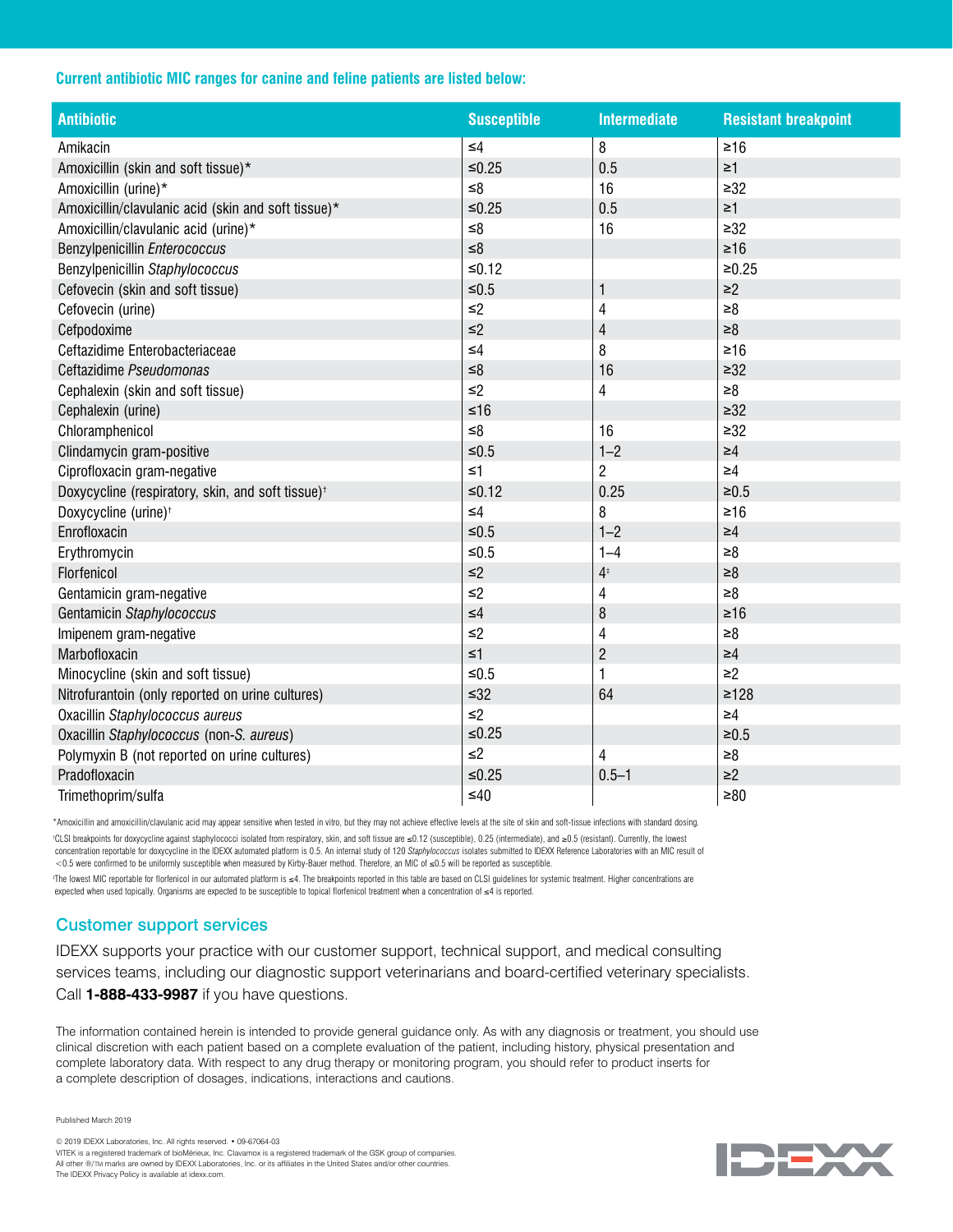**Current antibiotic MIC ranges for canine and feline patients are listed below:**

| Antibiotic | Susceptible | Intermediate | Resistant breakpoint |
|---|---|---|---|
| Amikacin | ≤4 | 8 | ≥16 |
| Amoxicillin (skin and soft tissue)* | ≤0.25 | 0.5 | ≥1 |
| Amoxicillin (urine)* | ≤8 | 16 | ≥32 |
| Amoxicillin/clavulanic acid (skin and soft tissue)* | ≤0.25 | 0.5 | ≥1 |
| Amoxicillin/clavulanic acid (urine)* | ≤8 | 16 | ≥32 |
| Benzylpenicillin *Enterococcus* | ≤8 | | ≥16 |
| Benzylpenicillin *Staphylococcus* | ≤0.12 | | ≥0.25 |
| Cefovecin (skin and soft tissue) | ≤0.5 | 1 | ≥2 |
| Cefovecin (urine) | ≤2 | 4 | ≥8 |
| Cefpodoxime | ≤2 | 4 | ≥8 |
| Ceftazidime Enterobacteriaceae | ≤4 | 8 | ≥16 |
| Ceftazidime *Pseudomonas* | ≤8 | 16 | ≥32 |
| Cephalexin (skin and soft tissue) | ≤2 | 4 | ≥8 |
| Cephalexin (urine) | ≤16 | | ≥32 |
| Chloramphenicol | ≤8 | 16 | ≥32 |
| Clindamycin gram-positive | ≤0.5 | 1–2 | ≥4 |
| Ciprofloxacin gram-negative | ≤1 | 2 | ≥4 |
| Doxycycline (respiratory, skin, and soft tissue)† | ≤0.12 | 0.25 | ≥0.5 |
| Doxycycline (urine)† | ≤4 | 8 | ≥16 |
| Enrofloxacin | ≤0.5 | 1–2 | ≥4 |
| Erythromycin | ≤0.5 | 1–4 | ≥8 |
| Florfenicol | ≤2 | 4‡ | ≥8 |
| Gentamicin gram-negative | ≤2 | 4 | ≥8 |
| Gentamicin *Staphylococcus* | ≤4 | 8 | ≥16 |
| Imipenem gram-negative | ≤2 | 4 | ≥8 |
| Marbofloxacin | ≤1 | 2 | ≥4 |
| Minocycline (skin and soft tissue) | ≤0.5 | 1 | ≥2 |
| Nitrofurantoin (only reported on urine cultures) | ≤32 | 64 | ≥128 |
| Oxacillin *Staphylococcus aureus* | ≤2 | | ≥4 |
| Oxacillin *Staphylococcus* (non-*S. aureus*) | ≤0.25 | | ≥0.5 |
| Polymyxin B (not reported on urine cultures) | ≤2 | 4 | ≥8 |
| Pradofloxacin | ≤0.25 | 0.5–1 | ≥2 |
| Trimethoprim/sulfa | ≤40 | | ≥80 |

*Amoxicillin and amoxicillin/clavulanic acid may appear sensitive when tested in vitro, but they may not achieve effective levels at the site of skin and soft-tissue infections with standard dosing.

†CLSI breakpoints for doxycycline against staphylococci isolated from respiratory, skin, and soft tissue are ≤0.12 (susceptible), 0.25 (intermediate), and ≥0.5 (resistant). Currently, the lowest concentration reportable for doxycycline in the IDEXX automated platform is 0.5. An internal study of 120 *Staphylococcus* isolates submitted to IDEXX Reference Laboratories with an MIC result of <0.5 were confirmed to be uniformly susceptible when measured by Kirby-Bauer method. Therefore, an MIC of ≤0.5 will be reported as susceptible.

‡The lowest MIC reportable for florfenicol in our automated platform is ≤4. The breakpoints reported in this table are based on CLSI guidelines for systemic treatment. Higher concentrations are expected when used topically. Organisms are expected to be susceptible to topical florfenicol treatment when a concentration of ≤4 is reported.

## Customer support services

IDEXX supports your practice with our customer support, technical support, and medical consulting services teams, including our diagnostic support veterinarians and board-certified veterinary specialists. Call **1-888-433-9987** if you have questions.

The information contained herein is intended to provide general guidance only. As with any diagnosis or treatment, you should use clinical discretion with each patient based on a complete evaluation of the patient, including history, physical presentation and complete laboratory data. With respect to any drug therapy or monitoring program, you should refer to product inserts for a complete description of dosages, indications, interactions and cautions.

Published March 2019

© 2019 IDEXX Laboratories, Inc. All rights reserved. • 09-67064-03
VITEK is a registered trademark of bioMérieux, Inc. Clavamox is a registered trademark of the GSK group of companies.
All other ®/TM marks are owned by IDEXX Laboratories, Inc. or its affiliates in the United States and/or other countries.
The IDEXX Privacy Policy is available at idexx.com.

IDEXX